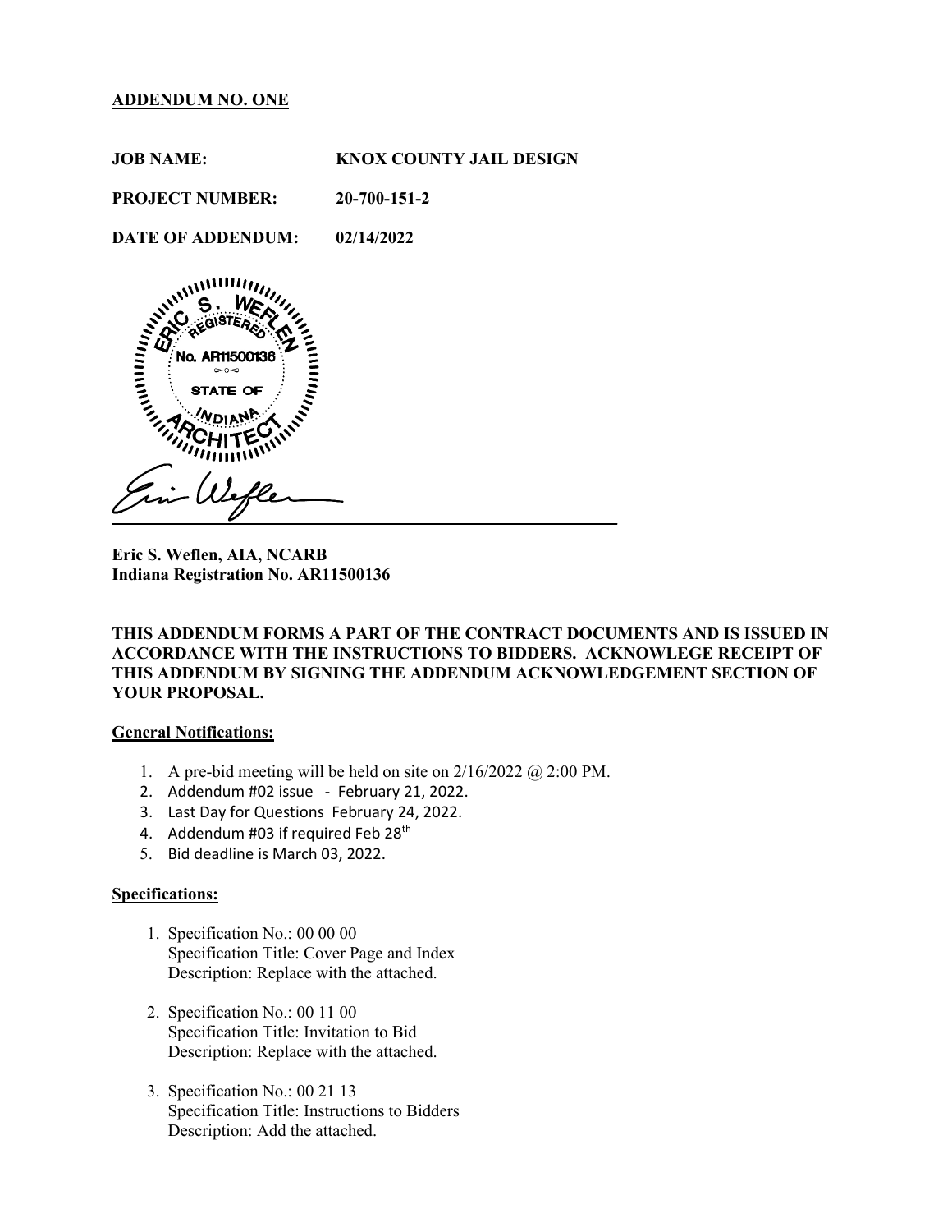## ADDENDUM NO. ONE

**JOB NAME:** KNOX COUNTY JAIL DESIGN

**PROJECT NUMBER:** 20-700-151-2

**DATE OF ADDENDUM:** 02/14/2022

ERIC S. WEFLEN REGISTERED No. AR11500136 STATE OF INDIANA ARCHITECT

**Eric S. Weflen, AIA, NCARB**
**Indiana Registration No. AR11500136**

**THIS ADDENDUM FORMS A PART OF THE CONTRACT DOCUMENTS AND IS ISSUED IN ACCORDANCE WITH THE INSTRUCTIONS TO BIDDERS. ACKNOWLEGE RECEIPT OF THIS ADDENDUM BY SIGNING THE ADDENDUM ACKNOWLEDGEMENT SECTION OF YOUR PROPOSAL.**

### General Notifications:

1. A pre-bid meeting will be held on site on 2/16/2022 @ 2:00 PM.
2. Addendum #02 issue - February 21, 2022.
3. Last Day for Questions February 24, 2022.
4. Addendum #03 if required Feb 28th
5. Bid deadline is March 03, 2022.

### Specifications:

1. Specification No.: 00 00 00
   Specification Title: Cover Page and Index
   Description: Replace with the attached.

2. Specification No.: 00 11 00
   Specification Title: Invitation to Bid
   Description: Replace with the attached.

3. Specification No.: 00 21 13
   Specification Title: Instructions to Bidders
   Description: Add the attached.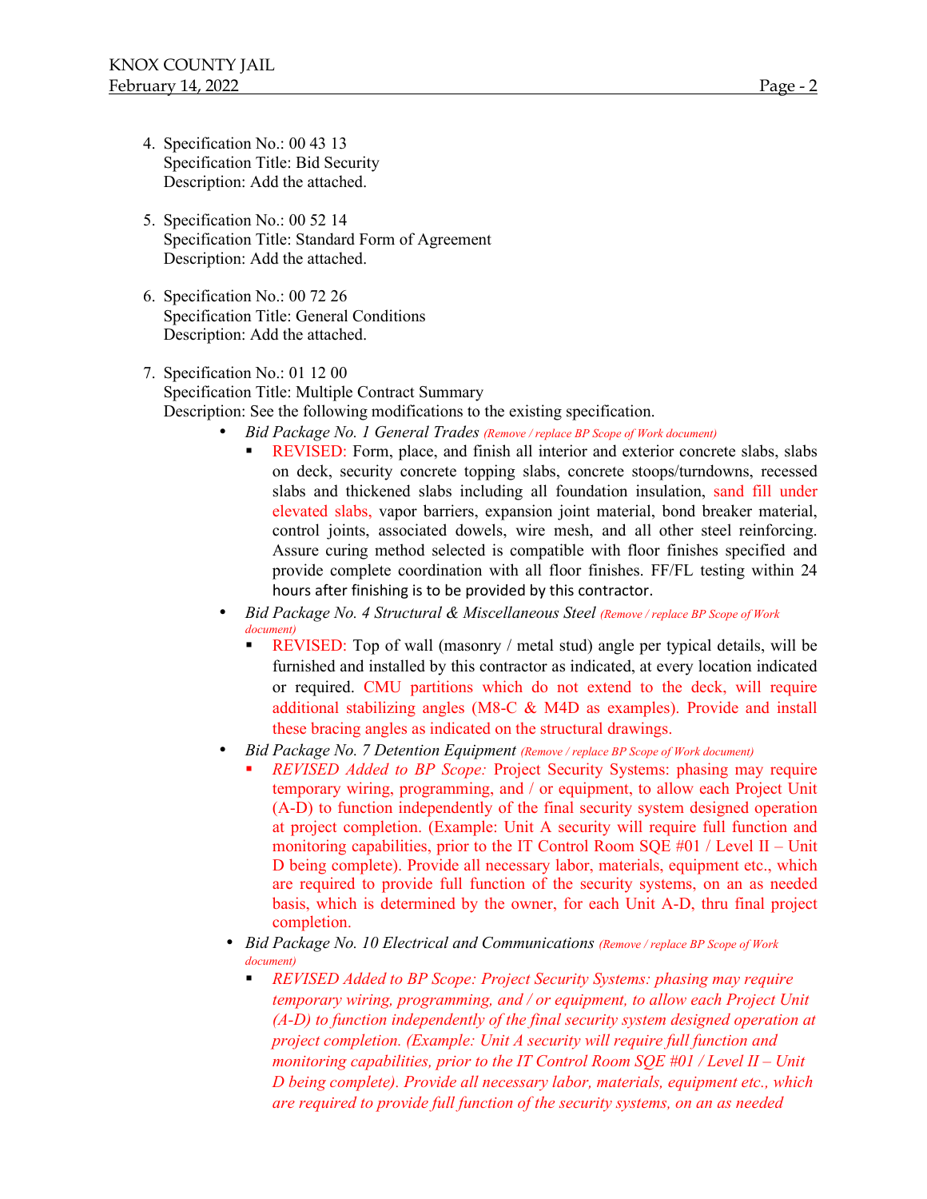4. Specification No.: 00 43 13
   Specification Title: Bid Security
   Description: Add the attached.

5. Specification No.: 00 52 14
   Specification Title: Standard Form of Agreement
   Description: Add the attached.

6. Specification No.: 00 72 26
   Specification Title: General Conditions
   Description: Add the attached.

7. Specification No.: 01 12 00
   Specification Title: Multiple Contract Summary
   Description: See the following modifications to the existing specification.
   - *Bid Package No. 1 General Trades* *(Remove / replace BP Scope of Work document)*
     - REVISED: Form, place, and finish all interior and exterior concrete slabs, slabs on deck, security concrete topping slabs, concrete stoops/turndowns, recessed slabs and thickened slabs including all foundation insulation, sand fill under elevated slabs, vapor barriers, expansion joint material, bond breaker material, control joints, associated dowels, wire mesh, and all other steel reinforcing. Assure curing method selected is compatible with floor finishes specified and provide complete coordination with all floor finishes. FF/FL testing within 24 hours after finishing is to be provided by this contractor.
   - *Bid Package No. 4 Structural & Miscellaneous Steel* *(Remove / replace BP Scope of Work document)*
     - REVISED: Top of wall (masonry / metal stud) angle per typical details, will be furnished and installed by this contractor as indicated, at every location indicated or required. CMU partitions which do not extend to the deck, will require additional stabilizing angles (M8-C & M4D as examples). Provide and install these bracing angles as indicated on the structural drawings.
   - *Bid Package No. 7 Detention Equipment* *(Remove / replace BP Scope of Work document)*
     - *REVISED Added to BP Scope:* Project Security Systems: phasing may require temporary wiring, programming, and / or equipment, to allow each Project Unit (A-D) to function independently of the final security system designed operation at project completion. (Example: Unit A security will require full function and monitoring capabilities, prior to the IT Control Room SQE #01 / Level II – Unit D being complete). Provide all necessary labor, materials, equipment etc., which are required to provide full function of the security systems, on an as needed basis, which is determined by the owner, for each Unit A-D, thru final project completion.
   - *Bid Package No. 10 Electrical and Communications* *(Remove / replace BP Scope of Work document)*
     - *REVISED Added to BP Scope: Project Security Systems: phasing may require temporary wiring, programming, and / or equipment, to allow each Project Unit (A-D) to function independently of the final security system designed operation at project completion. (Example: Unit A security will require full function and monitoring capabilities, prior to the IT Control Room SQE #01 / Level II – Unit D being complete). Provide all necessary labor, materials, equipment etc., which are required to provide full function of the security systems, on an as needed*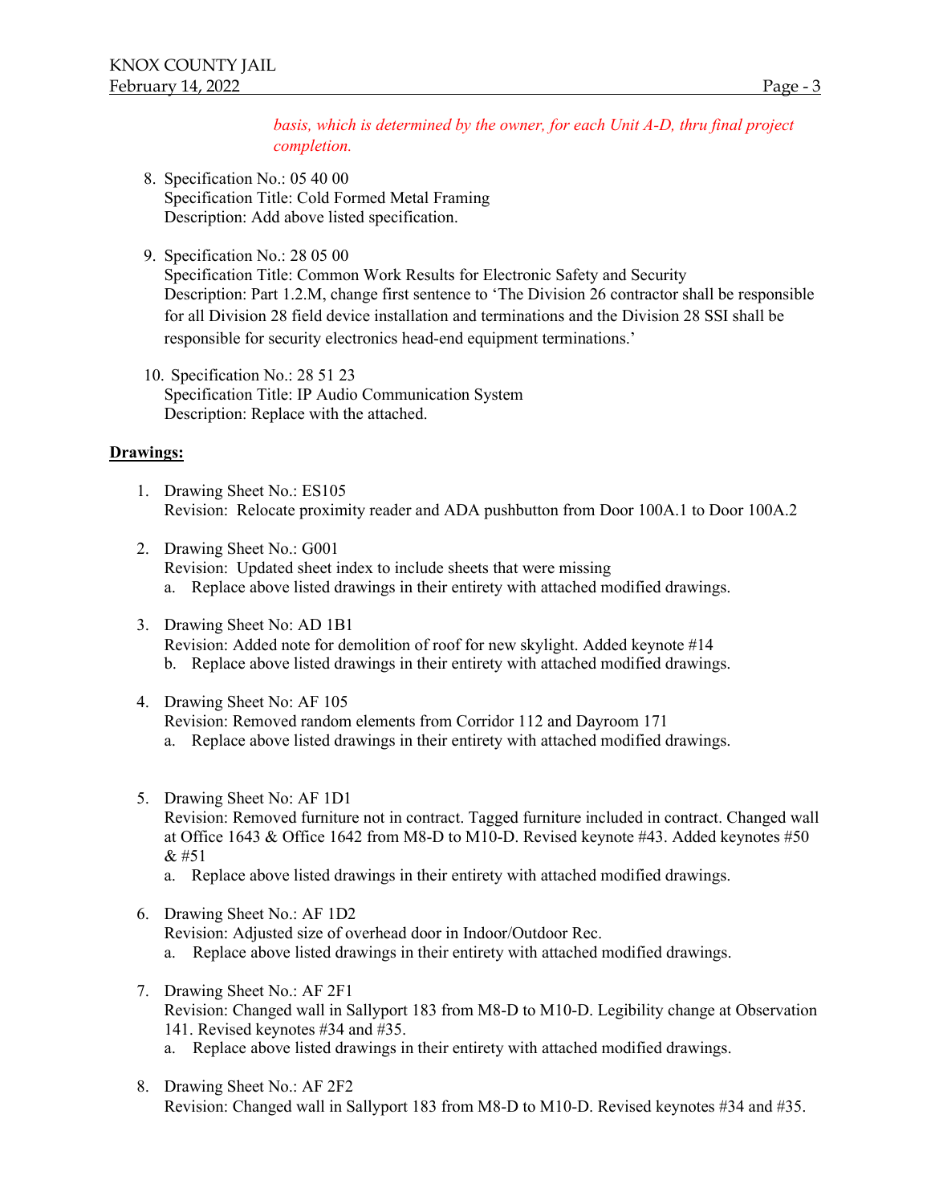*basis, which is determined by the owner, for each Unit A-D, thru final project completion.*

8. Specification No.: 05 40 00
   Specification Title: Cold Formed Metal Framing
   Description: Add above listed specification.

9. Specification No.: 28 05 00
   Specification Title: Common Work Results for Electronic Safety and Security
   Description: Part 1.2.M, change first sentence to 'The Division 26 contractor shall be responsible for all Division 28 field device installation and terminations and the Division 28 SSI shall be responsible for security electronics head-end equipment terminations.'

10. Specification No.: 28 51 23
    Specification Title: IP Audio Communication System
    Description: Replace with the attached.

**Drawings:**

1. Drawing Sheet No.: ES105
   Revision: Relocate proximity reader and ADA pushbutton from Door 100A.1 to Door 100A.2

2. Drawing Sheet No.: G001
   Revision: Updated sheet index to include sheets that were missing
   a. Replace above listed drawings in their entirety with attached modified drawings.

3. Drawing Sheet No: AD 1B1
   Revision: Added note for demolition of roof for new skylight. Added keynote #14
   b. Replace above listed drawings in their entirety with attached modified drawings.

4. Drawing Sheet No: AF 105
   Revision: Removed random elements from Corridor 112 and Dayroom 171
   a. Replace above listed drawings in their entirety with attached modified drawings.

5. Drawing Sheet No: AF 1D1
   Revision: Removed furniture not in contract. Tagged furniture included in contract. Changed wall at Office 1643 & Office 1642 from M8-D to M10-D. Revised keynote #43. Added keynotes #50 & #51
   a. Replace above listed drawings in their entirety with attached modified drawings.

6. Drawing Sheet No.: AF 1D2
   Revision: Adjusted size of overhead door in Indoor/Outdoor Rec.
   a. Replace above listed drawings in their entirety with attached modified drawings.

7. Drawing Sheet No.: AF 2F1
   Revision: Changed wall in Sallyport 183 from M8-D to M10-D. Legibility change at Observation 141. Revised keynotes #34 and #35.
   a. Replace above listed drawings in their entirety with attached modified drawings.

8. Drawing Sheet No.: AF 2F2
   Revision: Changed wall in Sallyport 183 from M8-D to M10-D. Revised keynotes #34 and #35.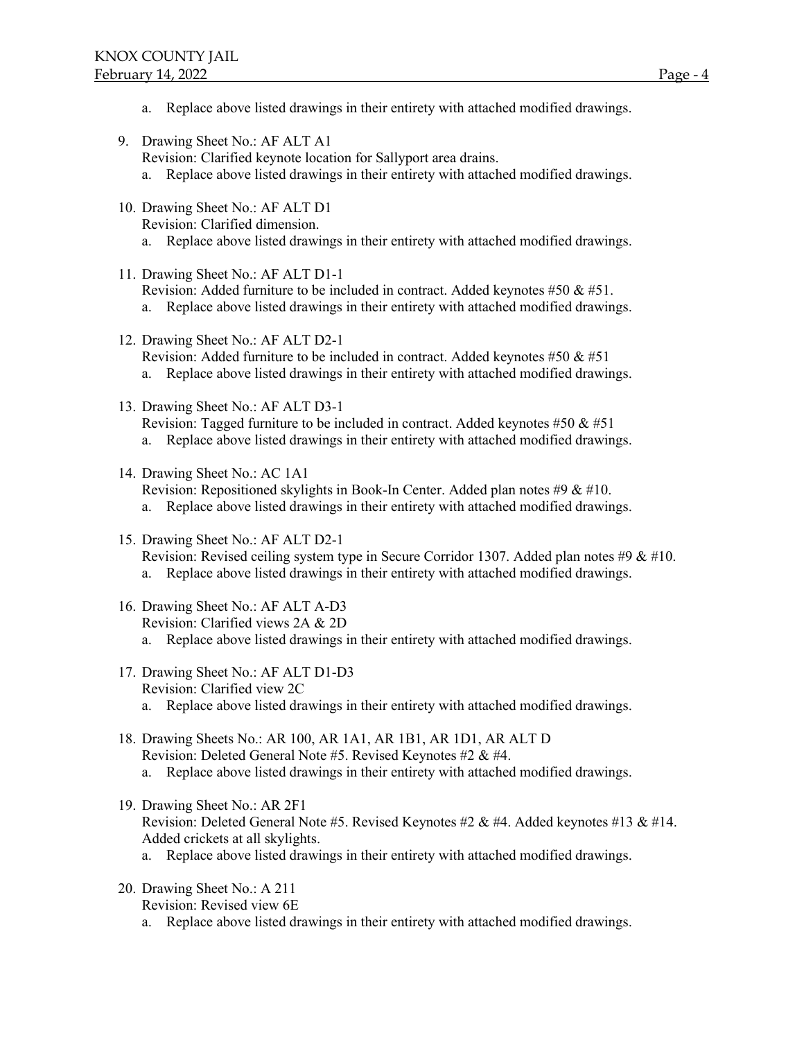a. Replace above listed drawings in their entirety with attached modified drawings.

9. Drawing Sheet No.: AF ALT A1
   Revision: Clarified keynote location for Sallyport area drains.
   a. Replace above listed drawings in their entirety with attached modified drawings.

10. Drawing Sheet No.: AF ALT D1
    Revision: Clarified dimension.
    a. Replace above listed drawings in their entirety with attached modified drawings.

11. Drawing Sheet No.: AF ALT D1-1
    Revision: Added furniture to be included in contract. Added keynotes #50 & #51.
    a. Replace above listed drawings in their entirety with attached modified drawings.

12. Drawing Sheet No.: AF ALT D2-1
    Revision: Added furniture to be included in contract. Added keynotes #50 & #51
    a. Replace above listed drawings in their entirety with attached modified drawings.

13. Drawing Sheet No.: AF ALT D3-1
    Revision: Tagged furniture to be included in contract. Added keynotes #50 & #51
    a. Replace above listed drawings in their entirety with attached modified drawings.

14. Drawing Sheet No.: AC 1A1
    Revision: Repositioned skylights in Book-In Center. Added plan notes #9 & #10.
    a. Replace above listed drawings in their entirety with attached modified drawings.

15. Drawing Sheet No.: AF ALT D2-1
    Revision: Revised ceiling system type in Secure Corridor 1307. Added plan notes #9 & #10.
    a. Replace above listed drawings in their entirety with attached modified drawings.

16. Drawing Sheet No.: AF ALT A-D3
    Revision: Clarified views 2A & 2D
    a. Replace above listed drawings in their entirety with attached modified drawings.

17. Drawing Sheet No.: AF ALT D1-D3
    Revision: Clarified view 2C
    a. Replace above listed drawings in their entirety with attached modified drawings.

18. Drawing Sheets No.: AR 100, AR 1A1, AR 1B1, AR 1D1, AR ALT D
    Revision: Deleted General Note #5. Revised Keynotes #2 & #4.
    a. Replace above listed drawings in their entirety with attached modified drawings.

19. Drawing Sheet No.: AR 2F1
    Revision: Deleted General Note #5. Revised Keynotes #2 & #4. Added keynotes #13 & #14. Added crickets at all skylights.
    a. Replace above listed drawings in their entirety with attached modified drawings.

20. Drawing Sheet No.: A 211
    Revision: Revised view 6E
    a. Replace above listed drawings in their entirety with attached modified drawings.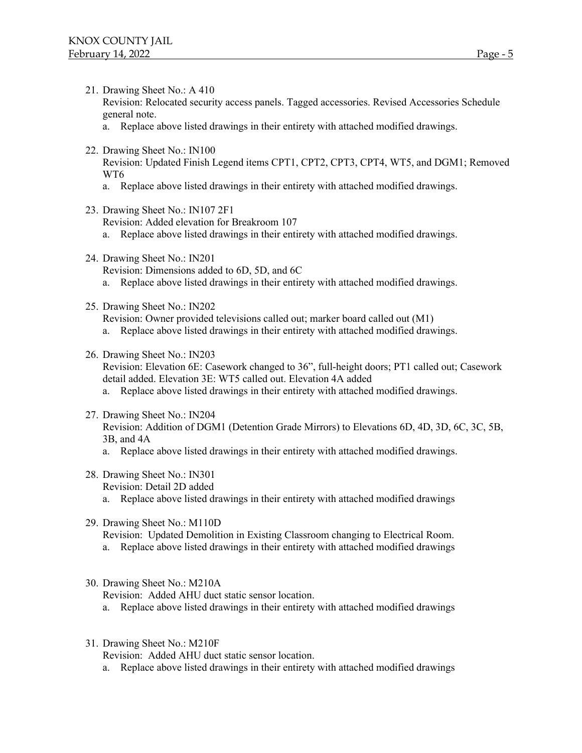21. Drawing Sheet No.: A 410
    Revision: Relocated security access panels. Tagged accessories. Revised Accessories Schedule general note.
    a. Replace above listed drawings in their entirety with attached modified drawings.

22. Drawing Sheet No.: IN100
    Revision: Updated Finish Legend items CPT1, CPT2, CPT3, CPT4, WT5, and DGM1; Removed WT6
    a. Replace above listed drawings in their entirety with attached modified drawings.

23. Drawing Sheet No.: IN107 2F1
    Revision: Added elevation for Breakroom 107
    a. Replace above listed drawings in their entirety with attached modified drawings.

24. Drawing Sheet No.: IN201
    Revision: Dimensions added to 6D, 5D, and 6C
    a. Replace above listed drawings in their entirety with attached modified drawings.

25. Drawing Sheet No.: IN202
    Revision: Owner provided televisions called out; marker board called out (M1)
    a. Replace above listed drawings in their entirety with attached modified drawings.

26. Drawing Sheet No.: IN203
    Revision: Elevation 6E: Casework changed to 36", full-height doors; PT1 called out; Casework detail added. Elevation 3E: WT5 called out. Elevation 4A added
    a. Replace above listed drawings in their entirety with attached modified drawings.

27. Drawing Sheet No.: IN204
    Revision: Addition of DGM1 (Detention Grade Mirrors) to Elevations 6D, 4D, 3D, 6C, 3C, 5B, 3B, and 4A
    a. Replace above listed drawings in their entirety with attached modified drawings.

28. Drawing Sheet No.: IN301
    Revision: Detail 2D added
    a. Replace above listed drawings in their entirety with attached modified drawings

29. Drawing Sheet No.: M110D
    Revision: Updated Demolition in Existing Classroom changing to Electrical Room.
    a. Replace above listed drawings in their entirety with attached modified drawings

30. Drawing Sheet No.: M210A
    Revision: Added AHU duct static sensor location.
    a. Replace above listed drawings in their entirety with attached modified drawings

31. Drawing Sheet No.: M210F
    Revision: Added AHU duct static sensor location.
    a. Replace above listed drawings in their entirety with attached modified drawings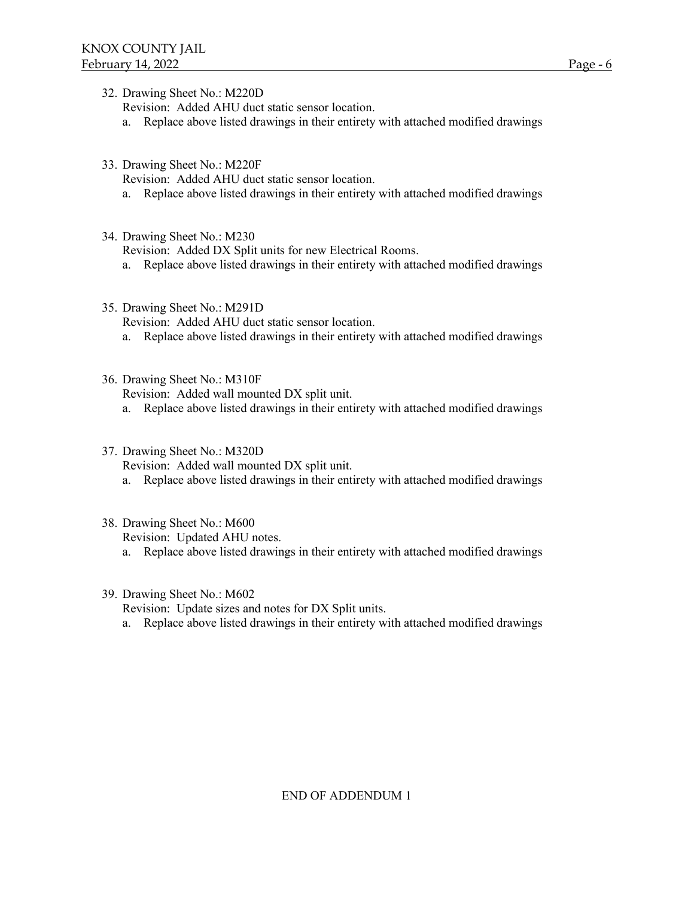32. Drawing Sheet No.: M220D
    Revision: Added AHU duct static sensor location.
    a. Replace above listed drawings in their entirety with attached modified drawings

33. Drawing Sheet No.: M220F
    Revision: Added AHU duct static sensor location.
    a. Replace above listed drawings in their entirety with attached modified drawings

34. Drawing Sheet No.: M230
    Revision: Added DX Split units for new Electrical Rooms.
    a. Replace above listed drawings in their entirety with attached modified drawings

35. Drawing Sheet No.: M291D
    Revision: Added AHU duct static sensor location.
    a. Replace above listed drawings in their entirety with attached modified drawings

36. Drawing Sheet No.: M310F
    Revision: Added wall mounted DX split unit.
    a. Replace above listed drawings in their entirety with attached modified drawings

37. Drawing Sheet No.: M320D
    Revision: Added wall mounted DX split unit.
    a. Replace above listed drawings in their entirety with attached modified drawings

38. Drawing Sheet No.: M600
    Revision: Updated AHU notes.
    a. Replace above listed drawings in their entirety with attached modified drawings

39. Drawing Sheet No.: M602
    Revision: Update sizes and notes for DX Split units.
    a. Replace above listed drawings in their entirety with attached modified drawings

END OF ADDENDUM 1